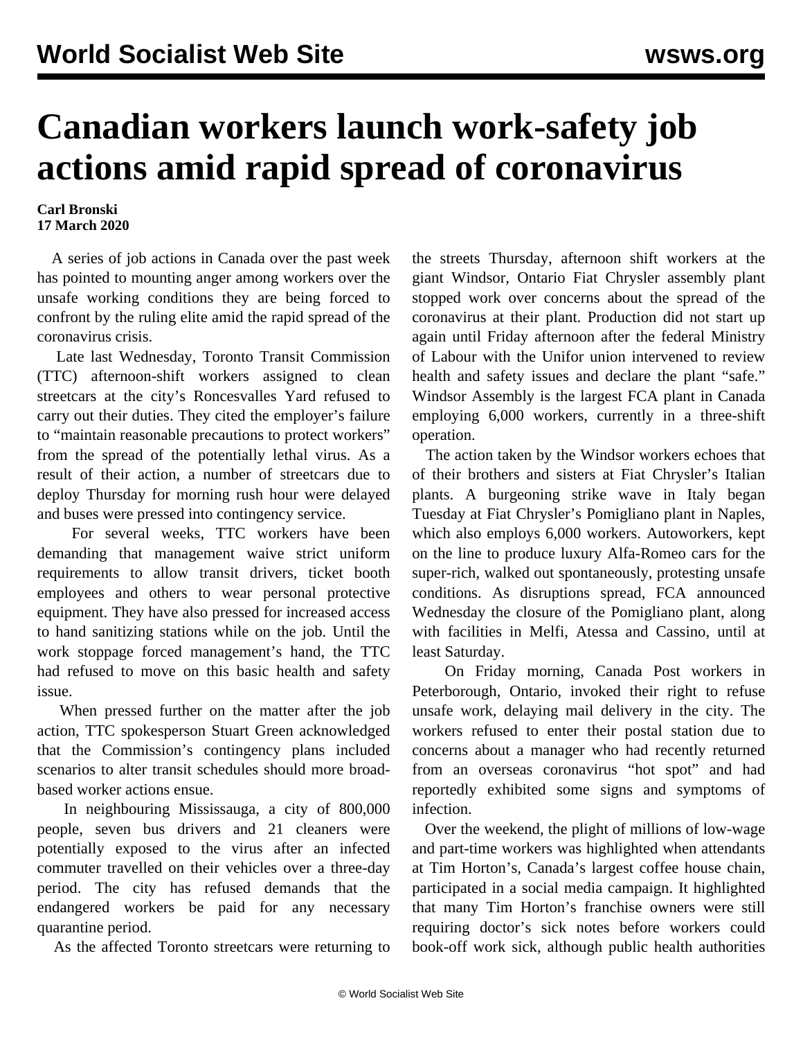# Canadian workers launch work-safety job actions amid rapid spread of coronavirus

**Carl Bronski**
**17 March 2020**

A series of job actions in Canada over the past week has pointed to mounting anger among workers over the unsafe working conditions they are being forced to confront by the ruling elite amid the rapid spread of the coronavirus crisis.

Late last Wednesday, Toronto Transit Commission (TTC) afternoon-shift workers assigned to clean streetcars at the city's Roncesvalles Yard refused to carry out their duties. They cited the employer's failure to "maintain reasonable precautions to protect workers" from the spread of the potentially lethal virus. As a result of their action, a number of streetcars due to deploy Thursday for morning rush hour were delayed and buses were pressed into contingency service.

For several weeks, TTC workers have been demanding that management waive strict uniform requirements to allow transit drivers, ticket booth employees and others to wear personal protective equipment. They have also pressed for increased access to hand sanitizing stations while on the job. Until the work stoppage forced management's hand, the TTC had refused to move on this basic health and safety issue.

When pressed further on the matter after the job action, TTC spokesperson Stuart Green acknowledged that the Commission's contingency plans included scenarios to alter transit schedules should more broad-based worker actions ensue.

In neighbouring Mississauga, a city of 800,000 people, seven bus drivers and 21 cleaners were potentially exposed to the virus after an infected commuter travelled on their vehicles over a three-day period. The city has refused demands that the endangered workers be paid for any necessary quarantine period.

As the affected Toronto streetcars were returning to the streets Thursday, afternoon shift workers at the giant Windsor, Ontario Fiat Chrysler assembly plant stopped work over concerns about the spread of the coronavirus at their plant. Production did not start up again until Friday afternoon after the federal Ministry of Labour with the Unifor union intervened to review health and safety issues and declare the plant "safe." Windsor Assembly is the largest FCA plant in Canada employing 6,000 workers, currently in a three-shift operation.

The action taken by the Windsor workers echoes that of their brothers and sisters at Fiat Chrysler's Italian plants. A burgeoning strike wave in Italy began Tuesday at Fiat Chrysler's Pomigliano plant in Naples, which also employs 6,000 workers. Autoworkers, kept on the line to produce luxury Alfa-Romeo cars for the super-rich, walked out spontaneously, protesting unsafe conditions. As disruptions spread, FCA announced Wednesday the closure of the Pomigliano plant, along with facilities in Melfi, Atessa and Cassino, until at least Saturday.

On Friday morning, Canada Post workers in Peterborough, Ontario, invoked their right to refuse unsafe work, delaying mail delivery in the city. The workers refused to enter their postal station due to concerns about a manager who had recently returned from an overseas coronavirus "hot spot" and had reportedly exhibited some signs and symptoms of infection.

Over the weekend, the plight of millions of low-wage and part-time workers was highlighted when attendants at Tim Horton's, Canada's largest coffee house chain, participated in a social media campaign. It highlighted that many Tim Horton's franchise owners were still requiring doctor's sick notes before workers could book-off work sick, although public health authorities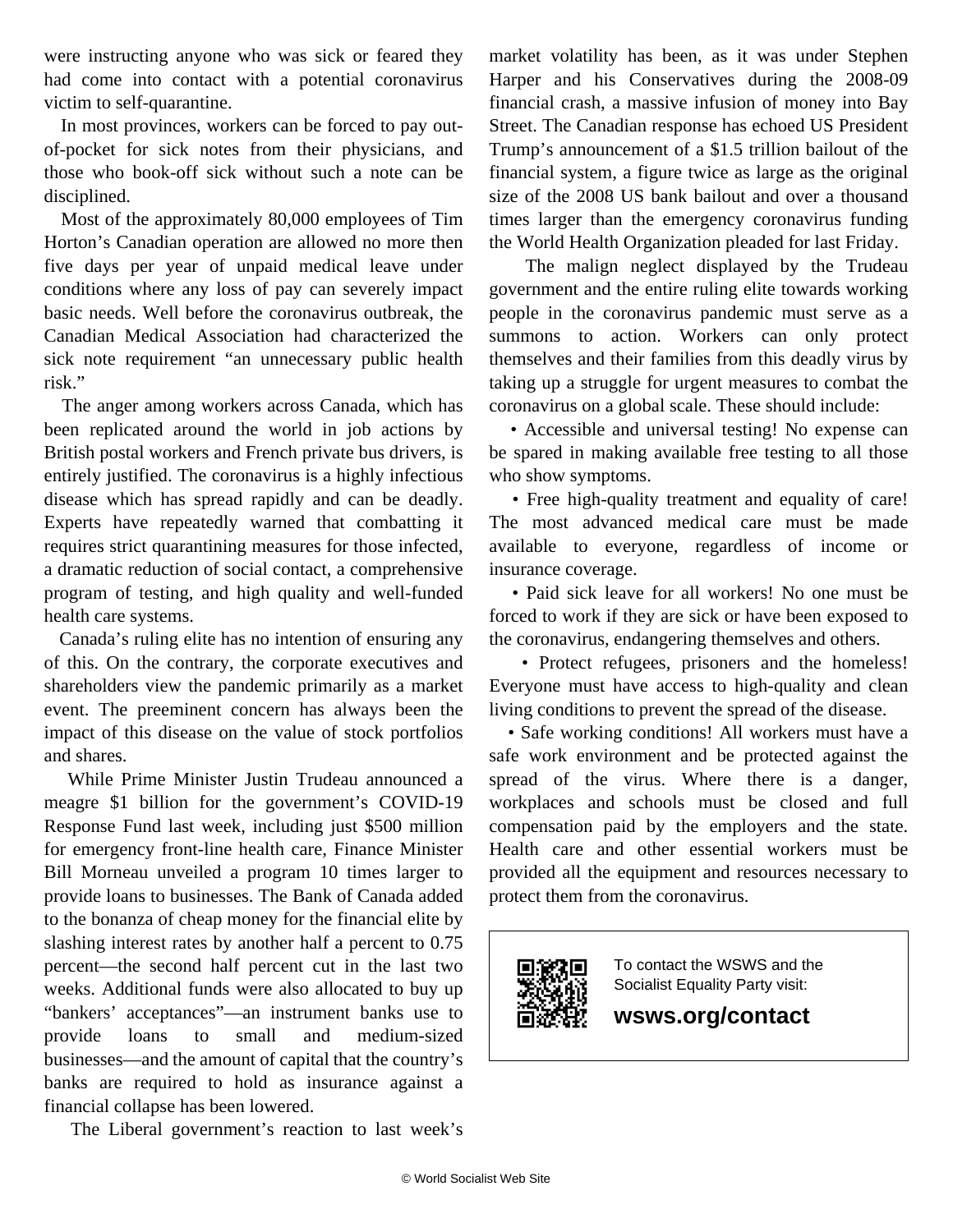were instructing anyone who was sick or feared they had come into contact with a potential coronavirus victim to self-quarantine.

In most provinces, workers can be forced to pay out-of-pocket for sick notes from their physicians, and those who book-off sick without such a note can be disciplined.

Most of the approximately 80,000 employees of Tim Horton's Canadian operation are allowed no more then five days per year of unpaid medical leave under conditions where any loss of pay can severely impact basic needs. Well before the coronavirus outbreak, the Canadian Medical Association had characterized the sick note requirement "an unnecessary public health risk."

The anger among workers across Canada, which has been replicated around the world in job actions by British postal workers and French private bus drivers, is entirely justified. The coronavirus is a highly infectious disease which has spread rapidly and can be deadly. Experts have repeatedly warned that combatting it requires strict quarantining measures for those infected, a dramatic reduction of social contact, a comprehensive program of testing, and high quality and well-funded health care systems.

Canada's ruling elite has no intention of ensuring any of this. On the contrary, the corporate executives and shareholders view the pandemic primarily as a market event. The preeminent concern has always been the impact of this disease on the value of stock portfolios and shares.

While Prime Minister Justin Trudeau announced a meagre $1 billion for the government's COVID-19 Response Fund last week, including just $500 million for emergency front-line health care, Finance Minister Bill Morneau unveiled a program 10 times larger to provide loans to businesses. The Bank of Canada added to the bonanza of cheap money for the financial elite by slashing interest rates by another half a percent to 0.75 percent—the second half percent cut in the last two weeks. Additional funds were also allocated to buy up "bankers' acceptances"—an instrument banks use to provide loans to small and medium-sized businesses—and the amount of capital that the country's banks are required to hold as insurance against a financial collapse has been lowered.

The Liberal government's reaction to last week's market volatility has been, as it was under Stephen Harper and his Conservatives during the 2008-09 financial crash, a massive infusion of money into Bay Street. The Canadian response has echoed US President Trump's announcement of a $1.5 trillion bailout of the financial system, a figure twice as large as the original size of the 2008 US bank bailout and over a thousand times larger than the emergency coronavirus funding the World Health Organization pleaded for last Friday.

The malign neglect displayed by the Trudeau government and the entire ruling elite towards working people in the coronavirus pandemic must serve as a summons to action. Workers can only protect themselves and their families from this deadly virus by taking up a struggle for urgent measures to combat the coronavirus on a global scale. These should include:

• Accessible and universal testing! No expense can be spared in making available free testing to all those who show symptoms.

• Free high-quality treatment and equality of care! The most advanced medical care must be made available to everyone, regardless of income or insurance coverage.

• Paid sick leave for all workers! No one must be forced to work if they are sick or have been exposed to the coronavirus, endangering themselves and others.

• Protect refugees, prisoners and the homeless! Everyone must have access to high-quality and clean living conditions to prevent the spread of the disease.

• Safe working conditions! All workers must have a safe work environment and be protected against the spread of the virus. Where there is a danger, workplaces and schools must be closed and full compensation paid by the employers and the state. Health care and other essential workers must be provided all the equipment and resources necessary to protect them from the coronavirus.

To contact the WSWS and the Socialist Equality Party visit:

**wsws.org/contact**